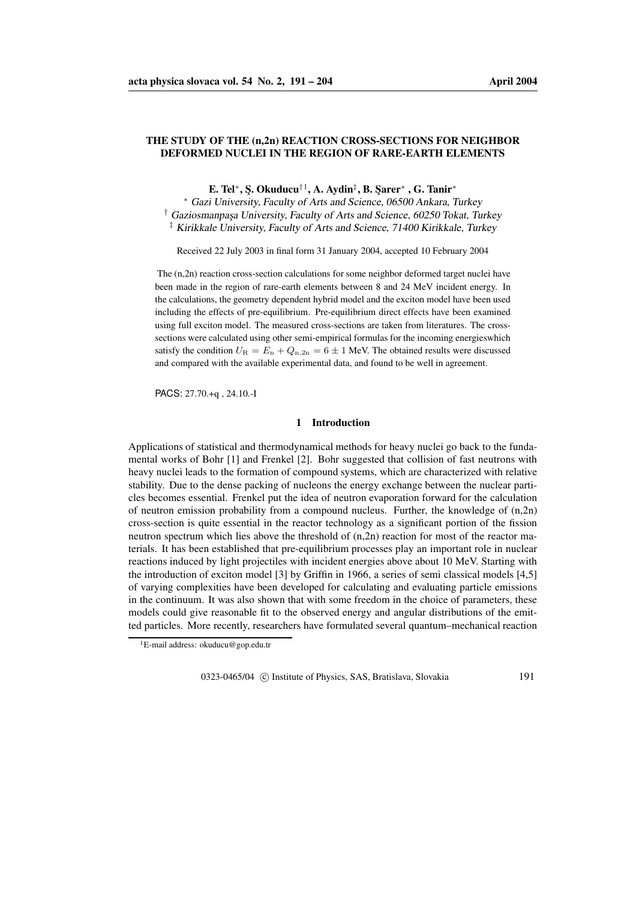# THE STUDY OF THE (n,2n) REACTION CROSS-SECTIONS FOR NEIGHBOR DEFORMED NUCLEI IN THE REGION OF RARE-EARTH ELEMENTS

**E. Tel*, Ş. Okuducu†1, A. Aydin‡, B. Şarer*, G. Tanir***

\* *Gazi University, Faculty of Arts and Science, 06500 Ankara, Turkey*
† *Gaziosmanpaşa University, Faculty of Arts and Science, 60250 Tokat, Turkey*
‡ *Kirikkale University, Faculty of Arts and Science, 71400 Kirikkale, Turkey*

Received 22 July 2003 in final form 31 January 2004, accepted 10 February 2004

The (n,2n) reaction cross-section calculations for some neighbor deformed target nuclei have been made in the region of rare-earth elements between 8 and 24 MeV incident energy. In the calculations, the geometry dependent hybrid model and the exciton model have been used including the effects of pre-equilibrium. Pre-equilibrium direct effects have been examined using full exciton model. The measured cross-sections are taken from literatures. The cross-sections were calculated using other semi-empirical formulas for the incoming energieswhich satisfy the condition $U_{\mathrm{R}} = E_{\mathrm{n}} + Q_{\mathrm{n,2n}} = 6 \pm 1$ MeV. The obtained results were discussed and compared with the available experimental data, and found to be well in agreement.

PACS: 27.70.+q , 24.10.-I

## 1 Introduction

Applications of statistical and thermodynamical methods for heavy nuclei go back to the fundamental works of Bohr [1] and Frenkel [2]. Bohr suggested that collision of fast neutrons with heavy nuclei leads to the formation of compound systems, which are characterized with relative stability. Due to the dense packing of nucleons the energy exchange between the nuclear particles becomes essential. Frenkel put the idea of neutron evaporation forward for the calculation of neutron emission probability from a compound nucleus. Further, the knowledge of (n,2n) cross-section is quite essential in the reactor technology as a significant portion of the fission neutron spectrum which lies above the threshold of (n,2n) reaction for most of the reactor materials. It has been established that pre-equilibrium processes play an important role in nuclear reactions induced by light projectiles with incident energies above about 10 MeV. Starting with the introduction of exciton model [3] by Griffin in 1966, a series of semi classical models [4,5] of varying complexities have been developed for calculating and evaluating particle emissions in the continuum. It was also shown that with some freedom in the choice of parameters, these models could give reasonable fit to the observed energy and angular distributions of the emitted particles. More recently, researchers have formulated several quantum–mechanical reaction

[1] E-mail address: okuducu@gop.edu.tr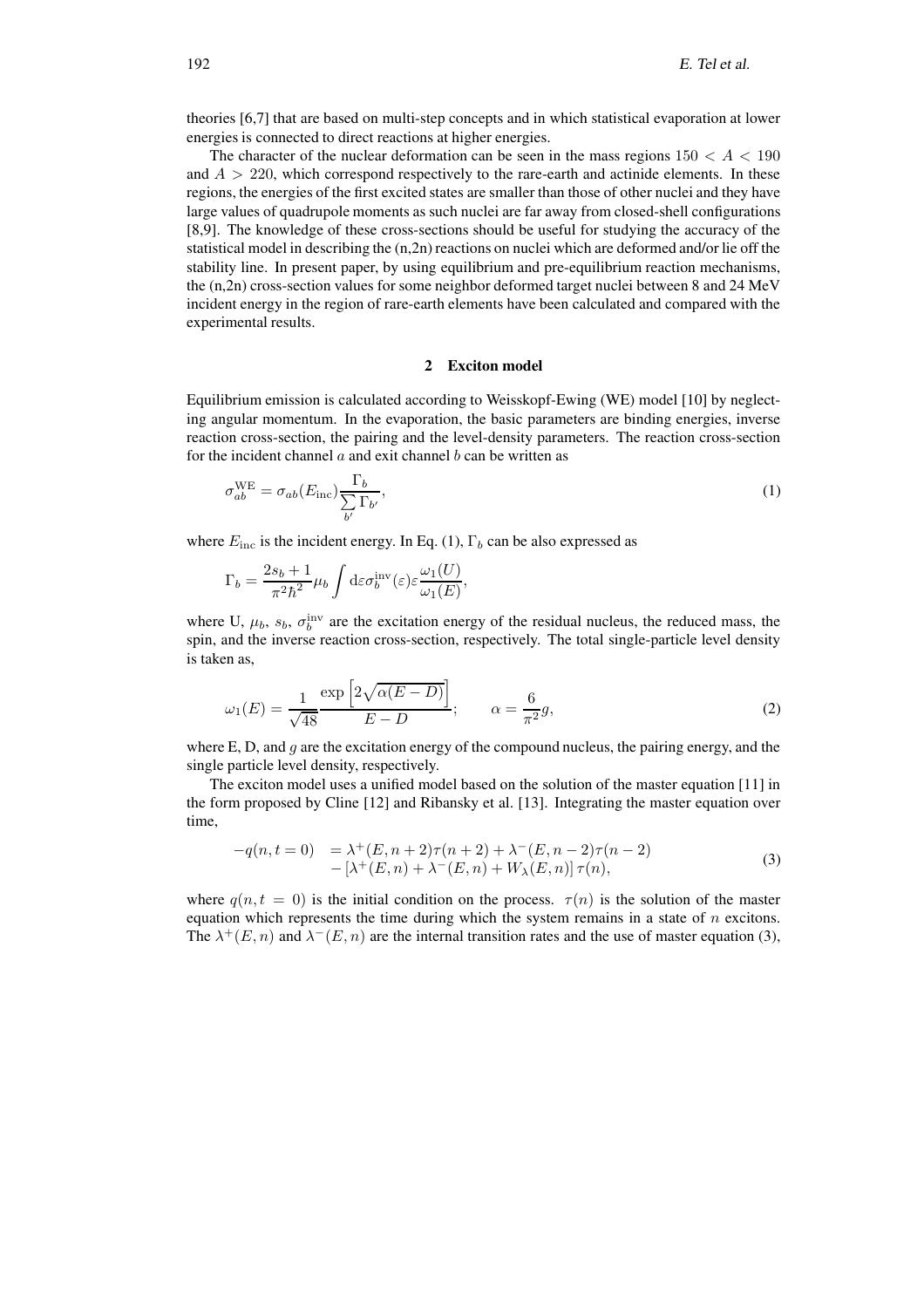theories [6,7] that are based on multi-step concepts and in which statistical evaporation at lower energies is connected to direct reactions at higher energies.

The character of the nuclear deformation can be seen in the mass regions $150 < A < 190$ and $A > 220$, which correspond respectively to the rare-earth and actinide elements. In these regions, the energies of the first excited states are smaller than those of other nuclei and they have large values of quadrupole moments as such nuclei are far away from closed-shell configurations [8,9]. The knowledge of these cross-sections should be useful for studying the accuracy of the statistical model in describing the (n,2n) reactions on nuclei which are deformed and/or lie off the stability line. In present paper, by using equilibrium and pre-equilibrium reaction mechanisms, the (n,2n) cross-section values for some neighbor deformed target nuclei between 8 and 24 MeV incident energy in the region of rare-earth elements have been calculated and compared with the experimental results.

## 2 Exciton model

Equilibrium emission is calculated according to Weisskopf-Ewing (WE) model [10] by neglecting angular momentum. In the evaporation, the basic parameters are binding energies, inverse reaction cross-section, the pairing and the level-density parameters. The reaction cross-section for the incident channel $a$ and exit channel $b$ can be written as

$$\sigma_{ab}^{\mathrm{WE}} = \sigma_{ab}(E_{\mathrm{inc}}) \frac{\Gamma_b}{\sum\limits_{b'} \Gamma_{b'}}, \tag{1}$$

where $E_{\mathrm{inc}}$ is the incident energy. In Eq. (1), $\Gamma_b$ can be also expressed as

$$\Gamma_b = \frac{2s_b + 1}{\pi^2 \hbar^2} \mu_b \int \mathrm{d}\varepsilon \sigma_b^{\mathrm{inv}}(\varepsilon) \varepsilon \frac{\omega_1(U)}{\omega_1(E)},$$

where U, $\mu_b$, $s_b$, $\sigma_b^{\mathrm{inv}}$ are the excitation energy of the residual nucleus, the reduced mass, the spin, and the inverse reaction cross-section, respectively. The total single-particle level density is taken as,

$$\omega_1(E) = \frac{1}{\sqrt{48}} \frac{\exp\left[2\sqrt{\alpha(E-D)}\right]}{E-D}; \qquad \alpha = \frac{6}{\pi^2} g, \tag{2}$$

where E, D, and $g$ are the excitation energy of the compound nucleus, the pairing energy, and the single particle level density, respectively.

The exciton model uses a unified model based on the solution of the master equation [11] in the form proposed by Cline [12] and Ribansky et al. [13]. Integrating the master equation over time,

$$\begin{aligned} -q(n, t=0) &= \lambda^+(E, n+2)\tau(n+2) + \lambda^-(E, n-2)\tau(n-2) \\ &\quad - \left[\lambda^+(E, n) + \lambda^-(E, n) + W_\lambda(E, n)\right]\tau(n), \end{aligned} \tag{3}$$

where $q(n, t = 0)$ is the initial condition on the process. $\tau(n)$ is the solution of the master equation which represents the time during which the system remains in a state of $n$ excitons. The $\lambda^+(E, n)$ and $\lambda^-(E, n)$ are the internal transition rates and the use of master equation (3),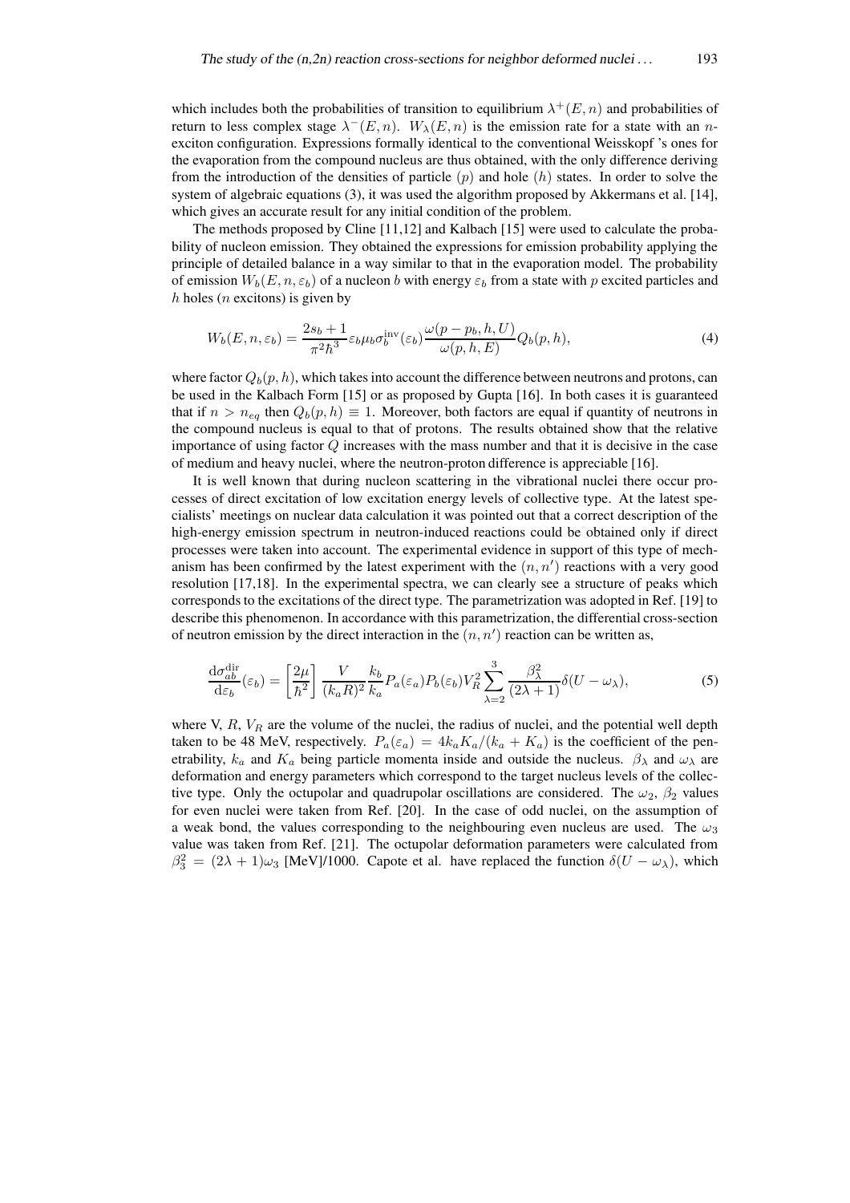which includes both the probabilities of transition to equilibrium $\lambda^+(E,n)$ and probabilities of return to less complex stage $\lambda^-(E,n)$. $W_\lambda(E,n)$ is the emission rate for a state with an $n$-exciton configuration. Expressions formally identical to the conventional Weisskopf 's ones for the evaporation from the compound nucleus are thus obtained, with the only difference deriving from the introduction of the densities of particle $(p)$ and hole $(h)$ states. In order to solve the system of algebraic equations (3), it was used the algorithm proposed by Akkermans et al. [14], which gives an accurate result for any initial condition of the problem.

The methods proposed by Cline [11,12] and Kalbach [15] were used to calculate the probability of nucleon emission. They obtained the expressions for emission probability applying the principle of detailed balance in a way similar to that in the evaporation model. The probability of emission $W_b(E,n,\varepsilon_b)$ of a nucleon $b$ with energy $\varepsilon_b$ from a state with $p$ excited particles and $h$ holes ($n$ excitons) is given by

$$W_b(E,n,\varepsilon_b) = \frac{2s_b+1}{\pi^2\hbar^3}\varepsilon_b\mu_b\sigma_b^{\text{inv}}(\varepsilon_b)\frac{\omega(p-p_b,h,U)}{\omega(p,h,E)}Q_b(p,h), \tag{4}$$

where factor $Q_b(p,h)$, which takes into account the difference between neutrons and protons, can be used in the Kalbach Form [15] or as proposed by Gupta [16]. In both cases it is guaranteed that if $n > n_{eq}$ then $Q_b(p,h) \equiv 1$. Moreover, both factors are equal if quantity of neutrons in the compound nucleus is equal to that of protons. The results obtained show that the relative importance of using factor $Q$ increases with the mass number and that it is decisive in the case of medium and heavy nuclei, where the neutron-proton difference is appreciable [16].

It is well known that during nucleon scattering in the vibrational nuclei there occur processes of direct excitation of low excitation energy levels of collective type. At the latest specialists' meetings on nuclear data calculation it was pointed out that a correct description of the high-energy emission spectrum in neutron-induced reactions could be obtained only if direct processes were taken into account. The experimental evidence in support of this type of mechanism has been confirmed by the latest experiment with the $(n,n')$ reactions with a very good resolution [17,18]. In the experimental spectra, we can clearly see a structure of peaks which corresponds to the excitations of the direct type. The parametrization was adopted in Ref. [19] to describe this phenomenon. In accordance with this parametrization, the differential cross-section of neutron emission by the direct interaction in the $(n,n')$ reaction can be written as,

$$\frac{\mathrm{d}\sigma_{ab}^{\mathrm{dir}}}{\mathrm{d}\varepsilon_b}(\varepsilon_b) = \left[\frac{2\mu}{\hbar^2}\right]\frac{V}{(k_aR)^2}\frac{k_b}{k_a}P_a(\varepsilon_a)P_b(\varepsilon_b)V_R^2\sum_{\lambda=2}^{3}\frac{\beta_\lambda^2}{(2\lambda+1)}\delta(U-\omega_\lambda), \tag{5}$$

where V, $R$, $V_R$ are the volume of the nuclei, the radius of nuclei, and the potential well depth taken to be 48 MeV, respectively. $P_a(\varepsilon_a) = 4k_aK_a/(k_a+K_a)$ is the coefficient of the penetrability, $k_a$ and $K_a$ being particle momenta inside and outside the nucleus. $\beta_\lambda$ and $\omega_\lambda$ are deformation and energy parameters which correspond to the target nucleus levels of the collective type. Only the octupolar and quadrupolar oscillations are considered. The $\omega_2$, $\beta_2$ values for even nuclei were taken from Ref. [20]. In the case of odd nuclei, on the assumption of a weak bond, the values corresponding to the neighbouring even nucleus are used. The $\omega_3$ value was taken from Ref. [21]. The octupolar deformation parameters were calculated from $\beta_3^2 = (2\lambda+1)\omega_3$ [MeV]/1000. Capote et al. have replaced the function $\delta(U-\omega_\lambda)$, which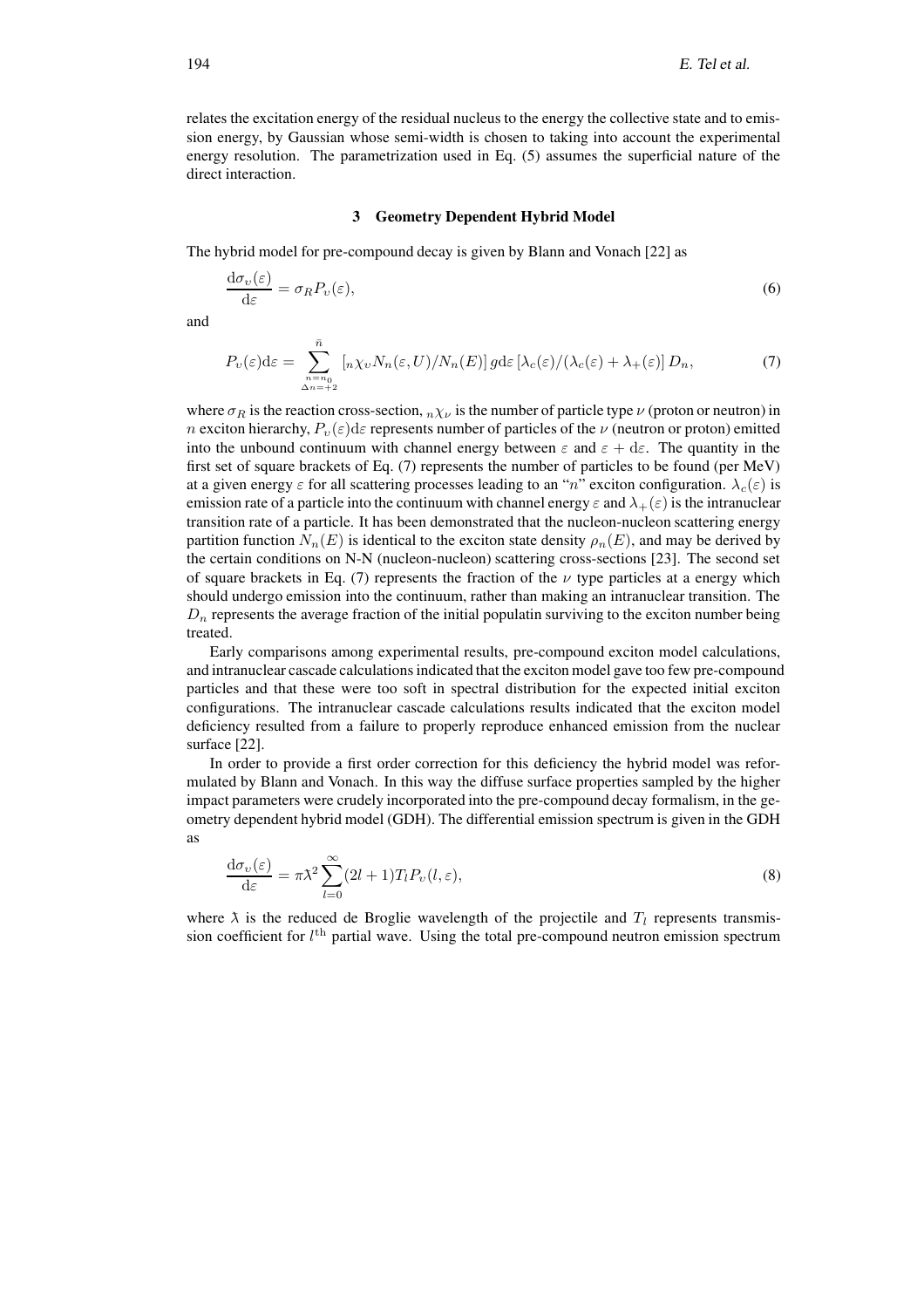relates the excitation energy of the residual nucleus to the energy the collective state and to emission energy, by Gaussian whose semi-width is chosen to taking into account the experimental energy resolution. The parametrization used in Eq. (5) assumes the superficial nature of the direct interaction.

### 3 Geometry Dependent Hybrid Model

The hybrid model for pre-compound decay is given by Blann and Vonach [22] as

$$\frac{\mathrm{d}\sigma_\upsilon(\varepsilon)}{\mathrm{d}\varepsilon} = \sigma_R P_\upsilon(\varepsilon), \tag{6}$$

and

$$P_\upsilon(\varepsilon)\mathrm{d}\varepsilon = \sum_{\substack{n=n_0 \\ \Delta n=+2}}^{\bar{n}} \left[{}_n\chi_\upsilon N_n(\varepsilon, U)/N_n(E)\right] g\mathrm{d}\varepsilon \left[\lambda_c(\varepsilon)/(\lambda_c(\varepsilon) + \lambda_+(\varepsilon)\right] D_n, \tag{7}$$

where $\sigma_R$ is the reaction cross-section, ${}_n\chi_\nu$ is the number of particle type $\nu$ (proton or neutron) in $n$ exciton hierarchy, $P_\upsilon(\varepsilon)\mathrm{d}\varepsilon$ represents number of particles of the $\nu$ (neutron or proton) emitted into the unbound continuum with channel energy between $\varepsilon$ and $\varepsilon + \mathrm{d}\varepsilon$. The quantity in the first set of square brackets of Eq. (7) represents the number of particles to be found (per MeV) at a given energy $\varepsilon$ for all scattering processes leading to an "$n$" exciton configuration. $\lambda_c(\varepsilon)$ is emission rate of a particle into the continuum with channel energy $\varepsilon$ and $\lambda_+(\varepsilon)$ is the intranuclear transition rate of a particle. It has been demonstrated that the nucleon-nucleon scattering energy partition function $N_n(E)$ is identical to the exciton state density $\rho_n(E)$, and may be derived by the certain conditions on N-N (nucleon-nucleon) scattering cross-sections [23]. The second set of square brackets in Eq. (7) represents the fraction of the $\nu$ type particles at a energy which should undergo emission into the continuum, rather than making an intranuclear transition. The $D_n$ represents the average fraction of the initial populatin surviving to the exciton number being treated.

Early comparisons among experimental results, pre-compound exciton model calculations, and intranuclear cascade calculations indicated that the exciton model gave too few pre-compound particles and that these were too soft in spectral distribution for the expected initial exciton configurations. The intranuclear cascade calculations results indicated that the exciton model deficiency resulted from a failure to properly reproduce enhanced emission from the nuclear surface [22].

In order to provide a first order correction for this deficiency the hybrid model was reformulated by Blann and Vonach. In this way the diffuse surface properties sampled by the higher impact parameters were crudely incorporated into the pre-compound decay formalism, in the geometry dependent hybrid model (GDH). The differential emission spectrum is given in the GDH as

$$\frac{\mathrm{d}\sigma_\upsilon(\varepsilon)}{\mathrm{d}\varepsilon} = \pi\lambda\!\!\!^{-2} \sum_{l=0}^{\infty} (2l+1) T_l P_\upsilon(l, \varepsilon), \tag{8}$$

where $\lambda\!\!\!^{-}$ is the reduced de Broglie wavelength of the projectile and $T_l$ represents transmission coefficient for $l^{\text{th}}$ partial wave. Using the total pre-compound neutron emission spectrum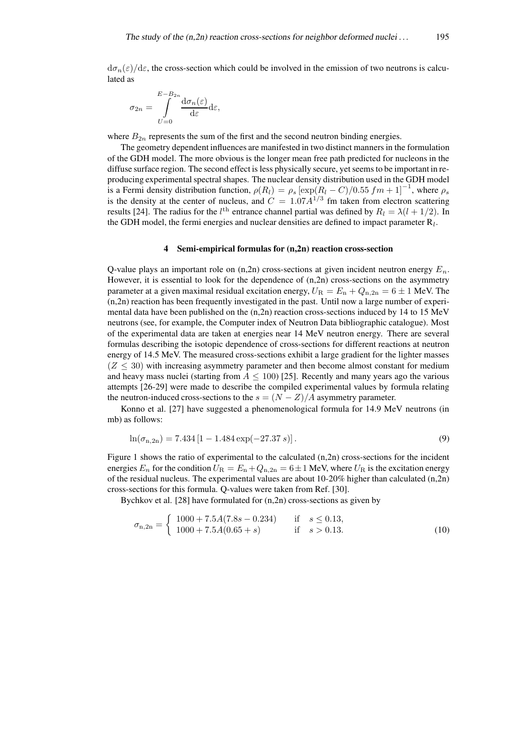$\mathrm{d}\sigma_n(\varepsilon)/\mathrm{d}\varepsilon$, the cross-section which could be involved in the emission of two neutrons is calculated as

$$\sigma_{2n} = \int\limits_{U=0}^{E-B_{2n}} \frac{\mathrm{d}\sigma_n(\varepsilon)}{\mathrm{d}\varepsilon}\mathrm{d}\varepsilon,$$

where $B_{2n}$ represents the sum of the first and the second neutron binding energies.

The geometry dependent influences are manifested in two distinct manners in the formulation of the GDH model. The more obvious is the longer mean free path predicted for nucleons in the diffuse surface region. The second effect is less physically secure, yet seems to be important in reproducing experimental spectral shapes. The nuclear density distribution used in the GDH model is a Fermi density distribution function, $\rho(R_l) = \rho_s \left[\exp(R_l - C)/0.55\, fm + 1\right]^{-1}$, where $\rho_s$ is the density at the center of nucleus, and $C = 1.07A^{1/3}$ fm taken from electron scattering results [24]. The radius for the $l^{\text{th}}$ entrance channel partial was defined by $R_l = \lambda(l + 1/2)$. In the GDH model, the fermi energies and nuclear densities are defined to impact parameter $R_l$.

## 4 Semi-empirical formulas for (n,2n) reaction cross-section

Q-value plays an important role on (n,2n) cross-sections at given incident neutron energy $E_n$. However, it is essential to look for the dependence of (n,2n) cross-sections on the asymmetry parameter at a given maximal residual excitation energy, $U_{\mathrm{R}} = E_{\mathrm{n}} + Q_{\mathrm{n,2n}} = 6 \pm 1$ MeV. The (n,2n) reaction has been frequently investigated in the past. Until now a large number of experimental data have been published on the (n,2n) reaction cross-sections induced by 14 to 15 MeV neutrons (see, for example, the Computer index of Neutron Data bibliographic catalogue). Most of the experimental data are taken at energies near 14 MeV neutron energy. There are several formulas describing the isotopic dependence of cross-sections for different reactions at neutron energy of 14.5 MeV. The measured cross-sections exhibit a large gradient for the lighter masses $(Z \leq 30)$ with increasing asymmetry parameter and then become almost constant for medium and heavy mass nuclei (starting from $A \leq 100$) [25]. Recently and many years ago the various attempts [26-29] were made to describe the compiled experimental values by formula relating the neutron-induced cross-sections to the $s = (N - Z)/A$ asymmetry parameter.

Konno et al. [27] have suggested a phenomenological formula for 14.9 MeV neutrons (in mb) as follows:

$$\ln(\sigma_{\mathrm{n,2n}}) = 7.434\left[1 - 1.484\exp(-27.37\, s)\right]. \tag{9}$$

Figure 1 shows the ratio of experimental to the calculated (n,2n) cross-sections for the incident energies $E_n$ for the condition $U_{\mathrm{R}} = E_{\mathrm{n}} + Q_{\mathrm{n,2n}} = 6 \pm 1$ MeV, where $U_{\mathrm{R}}$ is the excitation energy of the residual nucleus. The experimental values are about 10-20% higher than calculated (n,2n) cross-sections for this formula. Q-values were taken from Ref. [30].

Bychkov et al. [28] have formulated for (n,2n) cross-sections as given by

$$\sigma_{\mathrm{n,2n}} = \begin{cases} 1000 + 7.5A(7.8s - 0.234) & \text{if} \quad s \leq 0.13, \\ 1000 + 7.5A(0.65 + s) & \text{if} \quad s > 0.13. \end{cases} \tag{10}$$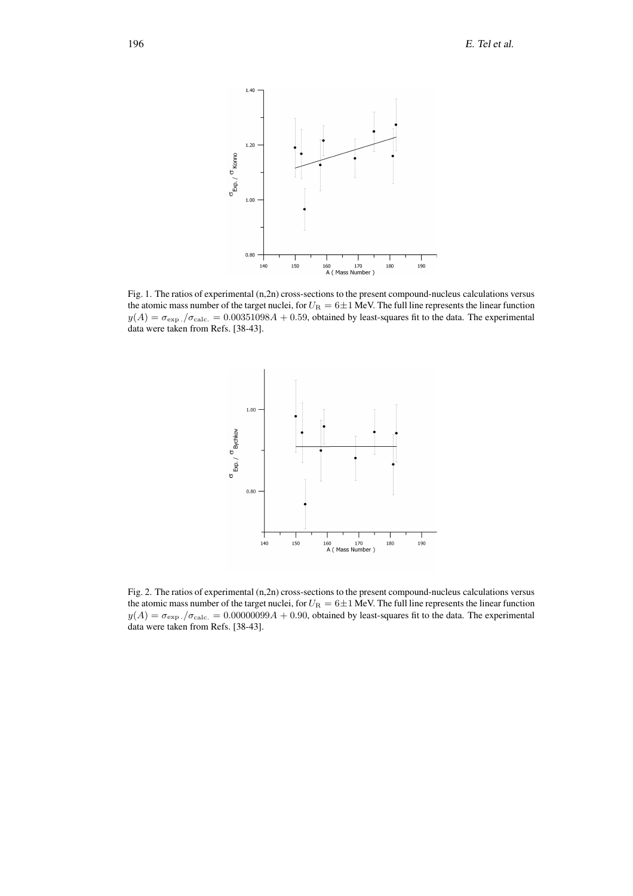1.40
1.20
1.00
0.80
$\sigma_{Exp.} / \sigma_{Konno}$
140 150 160 170 180 190
A ( Mass Number )

Fig. 1. The ratios of experimental (n,2n) cross-sections to the present compound-nucleus calculations versus the atomic mass number of the target nuclei, for $U_{\mathrm{R}} = 6 \pm 1$ MeV. The full line represents the linear function $y(A) = \sigma_{\exp.}/\sigma_{\mathrm{calc.}} = 0.00351098A + 0.59$, obtained by least-squares fit to the data. The experimental data were taken from Refs. [38-43].

1.00
0.80
$\sigma_{Exp.} / \sigma_{Bychkov}$
140 150 160 170 180 190
A ( Mass Number )

Fig. 2. The ratios of experimental (n,2n) cross-sections to the present compound-nucleus calculations versus the atomic mass number of the target nuclei, for $U_{\mathrm{R}} = 6 \pm 1$ MeV. The full line represents the linear function $y(A) = \sigma_{\exp.}/\sigma_{\mathrm{calc.}} = 0.00000099A + 0.90$, obtained by least-squares fit to the data. The experimental data were taken from Refs. [38-43].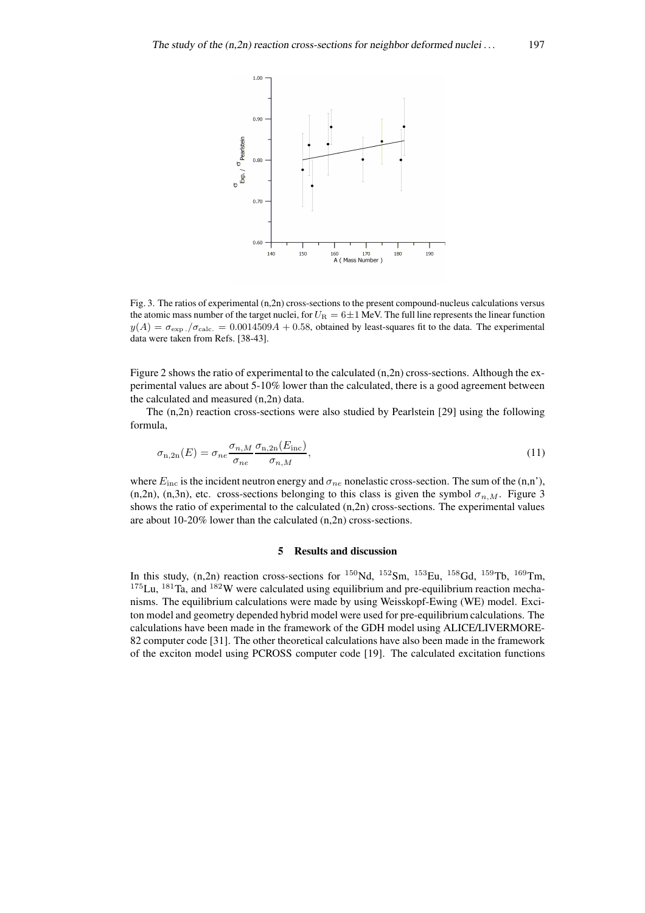1.00

0.90

0.80

0.70

0.60

140 150 160 170 180 190

A ( Mass Number )

σ Exp. / σ Pearlstein

Fig. 3. The ratios of experimental (n,2n) cross-sections to the present compound-nucleus calculations versus the atomic mass number of the target nuclei, for $U_{\mathrm{R}} = 6\pm1$ MeV. The full line represents the linear function $y(A) = \sigma_{\mathrm{exp.}}/\sigma_{\mathrm{calc.}} = 0.0014509A + 0.58$, obtained by least-squares fit to the data. The experimental data were taken from Refs. [38-43].

Figure 2 shows the ratio of experimental to the calculated (n,2n) cross-sections. Although the experimental values are about 5-10% lower than the calculated, there is a good agreement between the calculated and measured (n,2n) data.

The (n,2n) reaction cross-sections were also studied by Pearlstein [29] using the following formula,

$$\sigma_{\mathrm{n,2n}}(E) = \sigma_{ne}\frac{\sigma_{n,M}}{\sigma_{ne}}\frac{\sigma_{\mathrm{n,2n}}(E_{\mathrm{inc}})}{\sigma_{n,M}}, \tag{11}$$

where $E_{\mathrm{inc}}$ is the incident neutron energy and $\sigma_{ne}$ nonelastic cross-section. The sum of the (n,n'), (n,2n), (n,3n), etc. cross-sections belonging to this class is given the symbol $\sigma_{n,M}$. Figure 3 shows the ratio of experimental to the calculated (n,2n) cross-sections. The experimental values are about 10-20% lower than the calculated (n,2n) cross-sections.

## 5 Results and discussion

In this study, (n,2n) reaction cross-sections for $^{150}$Nd, $^{152}$Sm, $^{153}$Eu, $^{158}$Gd, $^{159}$Tb, $^{169}$Tm, $^{175}$Lu, $^{181}$Ta, and $^{182}$W were calculated using equilibrium and pre-equilibrium reaction mechanisms. The equilibrium calculations were made by using Weisskopf-Ewing (WE) model. Exciton model and geometry depended hybrid model were used for pre-equilibrium calculations. The calculations have been made in the framework of the GDH model using ALICE/LIVERMORE-82 computer code [31]. The other theoretical calculations have also been made in the framework of the exciton model using PCROSS computer code [19]. The calculated excitation functions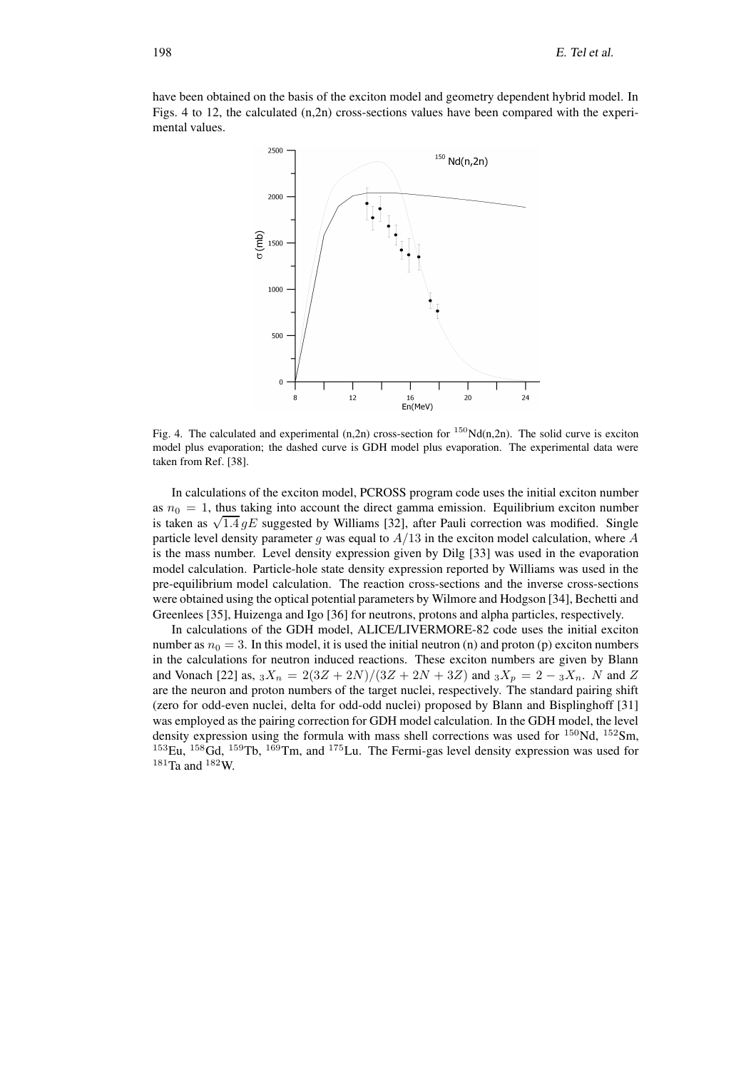have been obtained on the basis of the exciton model and geometry dependent hybrid model. In Figs. 4 to 12, the calculated (n,2n) cross-sections values have been compared with the experimental values.

150 Nd(n,2n)

σ (mb)

2500
2000
1500
1000
500
0

8
12
16
20
24
En(MeV)

Fig. 4. The calculated and experimental (n,2n) cross-section for $^{150}$Nd(n,2n). The solid curve is exciton model plus evaporation; the dashed curve is GDH model plus evaporation. The experimental data were taken from Ref. [38].

In calculations of the exciton model, PCROSS program code uses the initial exciton number as $n_0 = 1$, thus taking into account the direct gamma emission. Equilibrium exciton number is taken as $\sqrt{1.4\,gE}$ suggested by Williams [32], after Pauli correction was modified. Single particle level density parameter $g$ was equal to $A/13$ in the exciton model calculation, where $A$ is the mass number. Level density expression given by Dilg [33] was used in the evaporation model calculation. Particle-hole state density expression reported by Williams was used in the pre-equilibrium model calculation. The reaction cross-sections and the inverse cross-sections were obtained using the optical potential parameters by Wilmore and Hodgson [34], Bechetti and Greenlees [35], Huizenga and Igo [36] for neutrons, protons and alpha particles, respectively.

In calculations of the GDH model, ALICE/LIVERMORE-82 code uses the initial exciton number as $n_0 = 3$. In this model, it is used the initial neutron (n) and proton (p) exciton numbers in the calculations for neutron induced reactions. These exciton numbers are given by Blann and Vonach [22] as, ${}_3X_n = 2(3Z + 2N)/(3Z + 2N + 3Z)$ and ${}_3X_p = 2 - {}_3X_n$. $N$ and $Z$ are the neuron and proton numbers of the target nuclei, respectively. The standard pairing shift (zero for odd-even nuclei, delta for odd-odd nuclei) proposed by Blann and Bisplinghoff [31] was employed as the pairing correction for GDH model calculation. In the GDH model, the level density expression using the formula with mass shell corrections was used for $^{150}$Nd, $^{152}$Sm, $^{153}$Eu, $^{158}$Gd, $^{159}$Tb, $^{169}$Tm, and $^{175}$Lu. The Fermi-gas level density expression was used for $^{181}$Ta and $^{182}$W.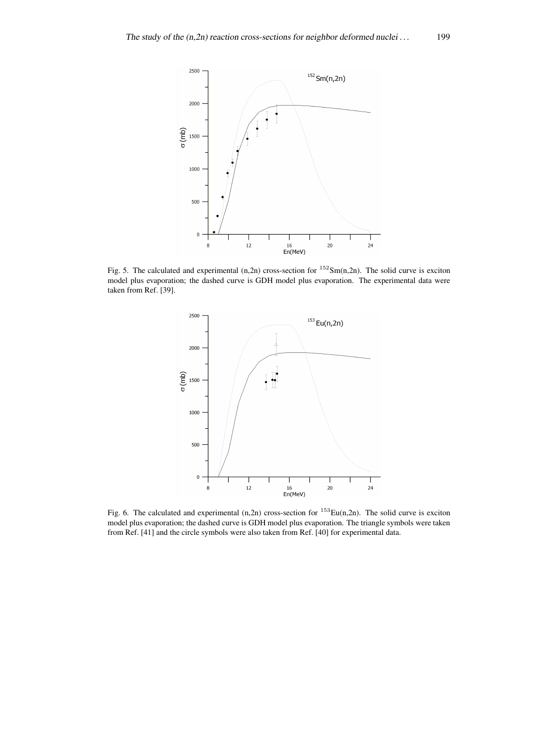2500

2000

1500

1000

500

0

σ (mb)

$^{152}$Sm(n,2n)

8 12 16 20 24

En(MeV)

Fig. 5. The calculated and experimental (n,2n) cross-section for $^{152}$Sm(n,2n). The solid curve is exciton model plus evaporation; the dashed curve is GDH model plus evaporation. The experimental data were taken from Ref. [39].

2500

2000

1500

1000

500

0

σ (mb)

$^{153}$Eu(n,2n)

8 12 16 20 24

En(MeV)

Fig. 6. The calculated and experimental (n,2n) cross-section for $^{153}$Eu(n,2n). The solid curve is exciton model plus evaporation; the dashed curve is GDH model plus evaporation. The triangle symbols were taken from Ref. [41] and the circle symbols were also taken from Ref. [40] for experimental data.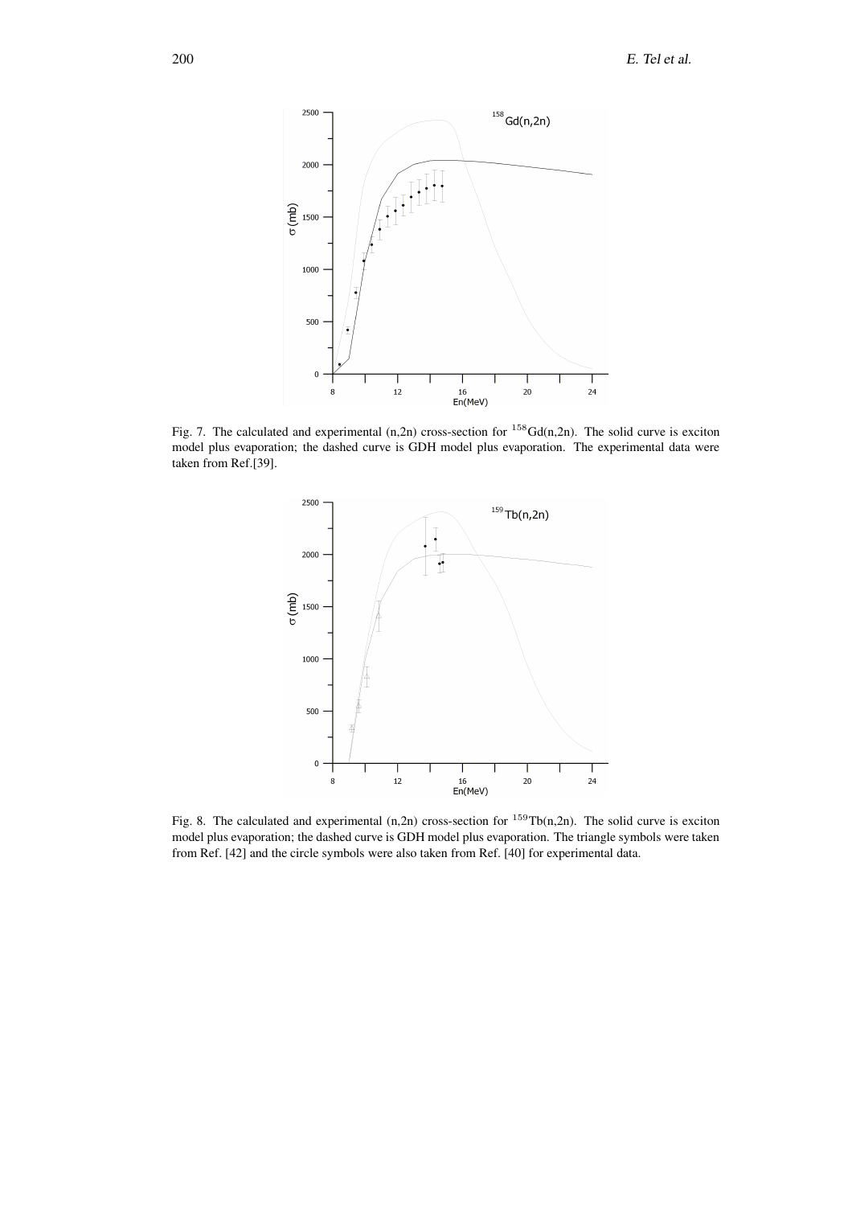2500

$^{158}$Gd(n,2n)

2000

1500

σ (mb)

1000

500

0

8

12

16

20

24

En(MeV)

Fig. 7. The calculated and experimental (n,2n) cross-section for $^{158}$Gd(n,2n). The solid curve is exciton model plus evaporation; the dashed curve is GDH model plus evaporation. The experimental data were taken from Ref.[39].

2500

$^{159}$Tb(n,2n)

2000

1500

σ (mb)

1000

500

0

8

12

16

20

24

En(MeV)

Fig. 8. The calculated and experimental (n,2n) cross-section for $^{159}$Tb(n,2n). The solid curve is exciton model plus evaporation; the dashed curve is GDH model plus evaporation. The triangle symbols were taken from Ref. [42] and the circle symbols were also taken from Ref. [40] for experimental data.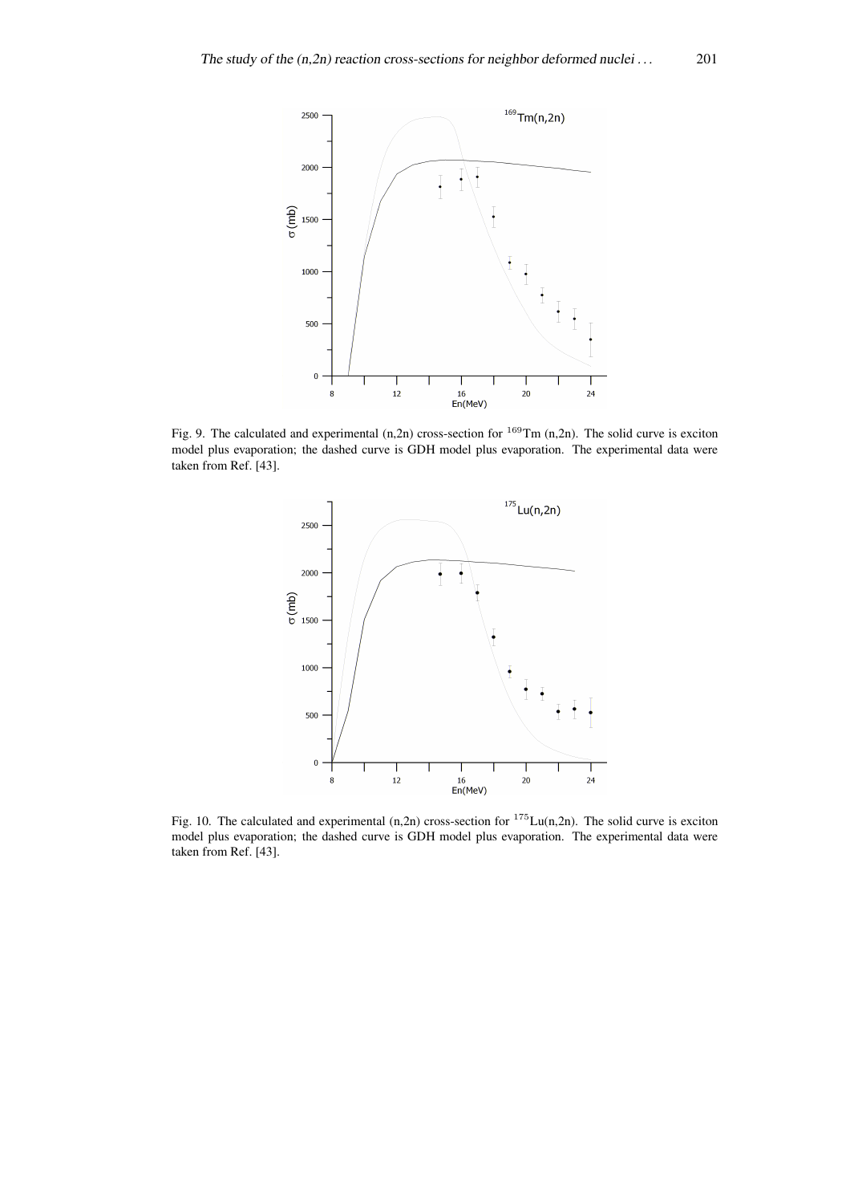$^{169}$Tm(n,2n)

σ (mb)

2500

2000

1500

1000

500

0

8

12

16

20

24

En(MeV)

Fig. 9. The calculated and experimental (n,2n) cross-section for $^{169}$Tm (n,2n). The solid curve is exciton model plus evaporation; the dashed curve is GDH model plus evaporation. The experimental data were taken from Ref. [43].

$^{175}$Lu(n,2n)

σ (mb)

2500

2000

1500

1000

500

0

8

12

16

20

24

En(MeV)

Fig. 10. The calculated and experimental (n,2n) cross-section for $^{175}$Lu(n,2n). The solid curve is exciton model plus evaporation; the dashed curve is GDH model plus evaporation. The experimental data were taken from Ref. [43].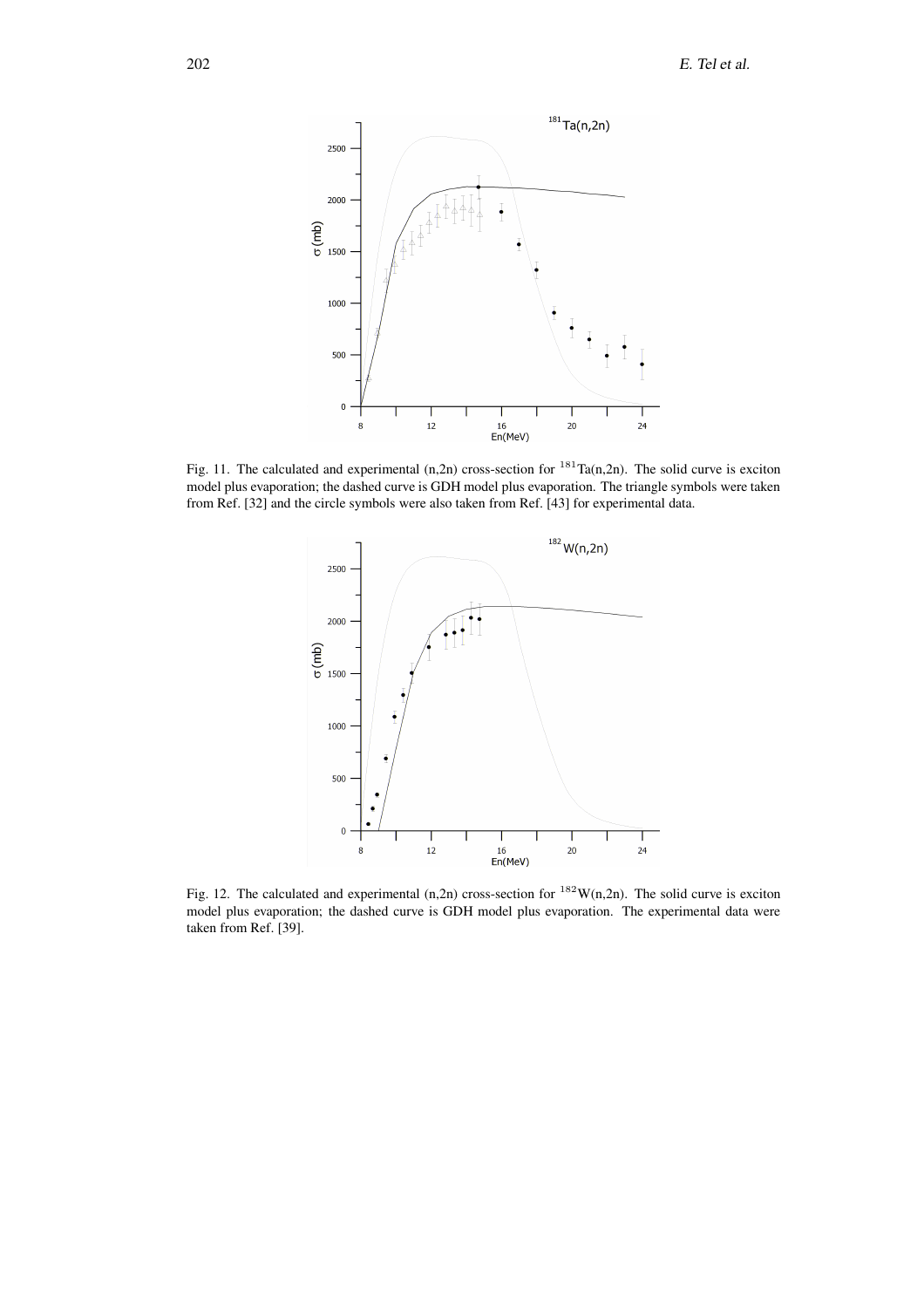$^{181}$Ta(n,2n)

σ (mb)

2500

2000

1500

1000

500

0

8

12

16

20

24

En(MeV)

Fig. 11. The calculated and experimental (n,2n) cross-section for $^{181}$Ta(n,2n). The solid curve is exciton model plus evaporation; the dashed curve is GDH model plus evaporation. The triangle symbols were taken from Ref. [32] and the circle symbols were also taken from Ref. [43] for experimental data.

$^{182}$W(n,2n)

σ (mb)

2500

2000

1500

1000

500

0

8

12

16

20

24

En(MeV)

Fig. 12. The calculated and experimental (n,2n) cross-section for $^{182}$W(n,2n). The solid curve is exciton model plus evaporation; the dashed curve is GDH model plus evaporation. The experimental data were taken from Ref. [39].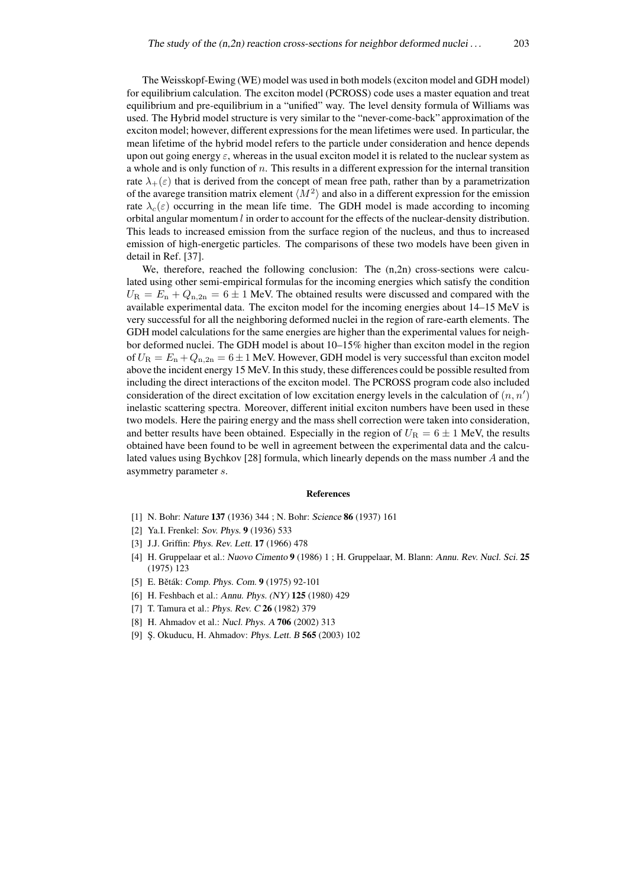The Weisskopf-Ewing (WE) model was used in both models (exciton model and GDH model) for equilibrium calculation. The exciton model (PCROSS) code uses a master equation and treat equilibrium and pre-equilibrium in a "unified" way. The level density formula of Williams was used. The Hybrid model structure is very similar to the "never-come-back" approximation of the exciton model; however, different expressions for the mean lifetimes were used. In particular, the mean lifetime of the hybrid model refers to the particle under consideration and hence depends upon out going energy $\varepsilon$, whereas in the usual exciton model it is related to the nuclear system as a whole and is only function of $n$. This results in a different expression for the internal transition rate $\lambda_+(\varepsilon)$ that is derived from the concept of mean free path, rather than by a parametrization of the avarege transition matrix element $\langle M^2 \rangle$ and also in a different expression for the emission rate $\lambda_c(\varepsilon)$ occurring in the mean life time. The GDH model is made according to incoming orbital angular momentum $l$ in order to account for the effects of the nuclear-density distribution. This leads to increased emission from the surface region of the nucleus, and thus to increased emission of high-energetic particles. The comparisons of these two models have been given in detail in Ref. [37].

We, therefore, reached the following conclusion: The (n,2n) cross-sections were calculated using other semi-empirical formulas for the incoming energies which satisfy the condition $U_\mathrm{R} = E_\mathrm{n} + Q_{\mathrm{n,2n}} = 6 \pm 1$ MeV. The obtained results were discussed and compared with the available experimental data. The exciton model for the incoming energies about 14–15 MeV is very successful for all the neighboring deformed nuclei in the region of rare-earth elements. The GDH model calculations for the same energies are higher than the experimental values for neighbor deformed nuclei. The GDH model is about 10–15% higher than exciton model in the region of $U_\mathrm{R} = E_\mathrm{n} + Q_{\mathrm{n,2n}} = 6 \pm 1$ MeV. However, GDH model is very successful than exciton model above the incident energy 15 MeV. In this study, these differences could be possible resulted from including the direct interactions of the exciton model. The PCROSS program code also included consideration of the direct excitation of low excitation energy levels in the calculation of $(n, n')$ inelastic scattering spectra. Moreover, different initial exciton numbers have been used in these two models. Here the pairing energy and the mass shell correction were taken into consideration, and better results have been obtained. Especially in the region of $U_\mathrm{R} = 6 \pm 1$ MeV, the results obtained have been found to be well in agreement between the experimental data and the calculated values using Bychkov [28] formula, which linearly depends on the mass number $A$ and the asymmetry parameter $s$.

## References

[1] N. Bohr: *Nature* **137** (1936) 344 ; N. Bohr: *Science* **86** (1937) 161

[2] Ya.I. Frenkel: *Sov. Phys.* **9** (1936) 533

[3] J.J. Griffin: *Phys. Rev. Lett.* **17** (1966) 478

[4] H. Gruppelaar et al.: *Nuovo Cimento* **9** (1986) 1 ; H. Gruppelaar, M. Blann: *Annu. Rev. Nucl. Sci.* **25** (1975) 123

[5] E. Běták: *Comp. Phys. Com.* **9** (1975) 92-101

[6] H. Feshbach et al.: *Annu. Phys. (NY)* **125** (1980) 429

[7] T. Tamura et al.: *Phys. Rev. C* **26** (1982) 379

[8] H. Ahmadov et al.: *Nucl. Phys. A* **706** (2002) 313

[9] Ş. Okuducu, H. Ahmadov: *Phys. Lett. B* **565** (2003) 102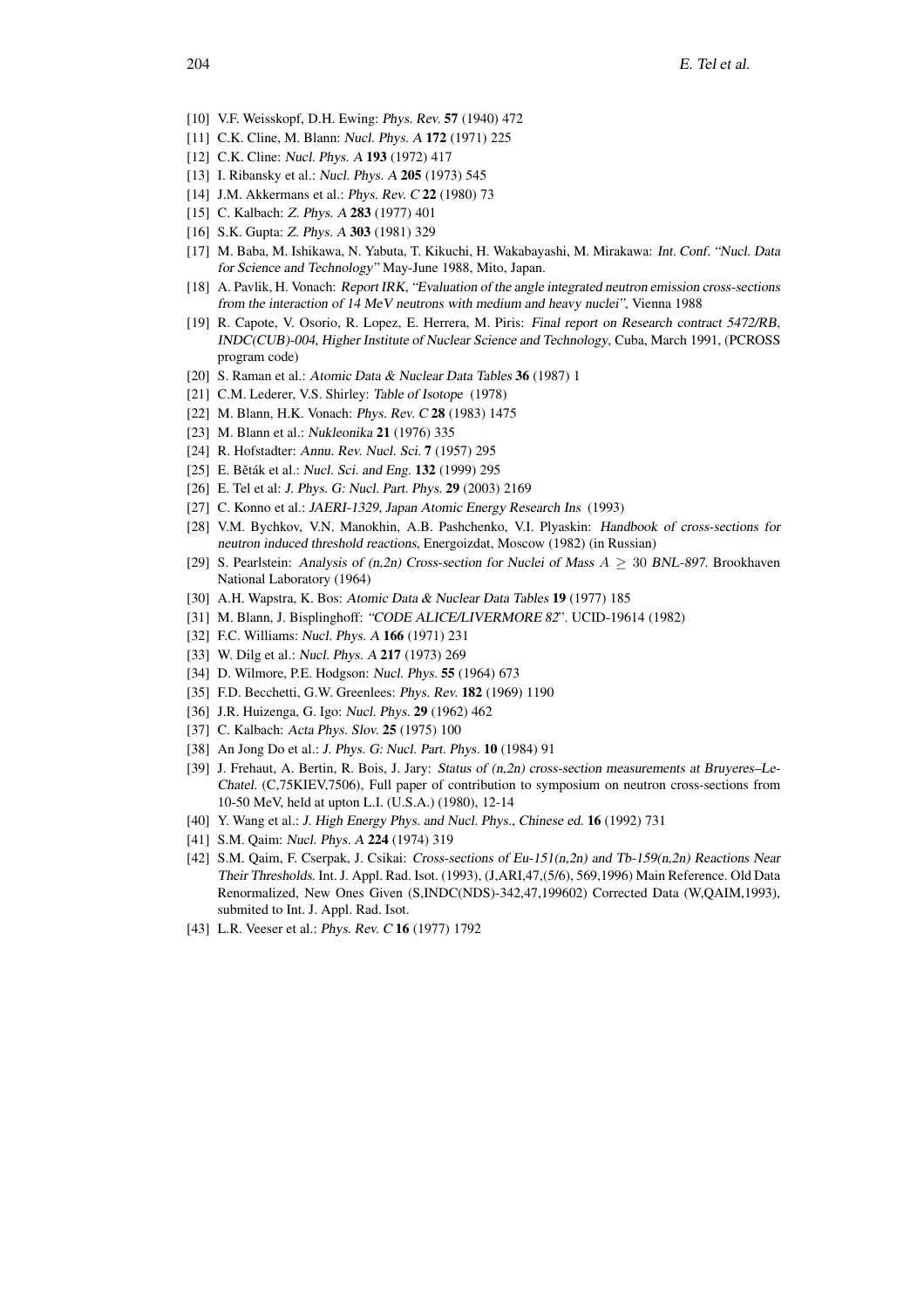[10] V.F. Weisskopf, D.H. Ewing: *Phys. Rev.* **57** (1940) 472

[11] C.K. Cline, M. Blann: *Nucl. Phys. A* **172** (1971) 225

[12] C.K. Cline: *Nucl. Phys. A* **193** (1972) 417

[13] I. Ribansky et al.: *Nucl. Phys. A* **205** (1973) 545

[14] J.M. Akkermans et al.: *Phys. Rev. C* **22** (1980) 73

[15] C. Kalbach: *Z. Phys. A* **283** (1977) 401

[16] S.K. Gupta: *Z. Phys. A* **303** (1981) 329

[17] M. Baba, M. Ishikawa, N. Yabuta, T. Kikuchi, H. Wakabayashi, M. Mirakawa: *Int. Conf. "Nucl. Data for Science and Technology"* May-June 1988, Mito, Japan.

[18] A. Pavlik, H. Vonach: *Report IRK, "Evaluation of the angle integrated neutron emission cross-sections from the interaction of 14 MeV neutrons with medium and heavy nuclei"*, Vienna 1988

[19] R. Capote, V. Osorio, R. Lopez, E. Herrera, M. Piris: *Final report on Research contract 5472/RB, INDC(CUB)-004, Higher Institute of Nuclear Science and Technology*, Cuba, March 1991, (PCROSS program code)

[20] S. Raman et al.: *Atomic Data & Nuclear Data Tables* **36** (1987) 1

[21] C.M. Lederer, V.S. Shirley: *Table of Isotope* (1978)

[22] M. Blann, H.K. Vonach: *Phys. Rev. C* **28** (1983) 1475

[23] M. Blann et al.: *Nukleonika* **21** (1976) 335

[24] R. Hofstadter: *Annu. Rev. Nucl. Sci.* **7** (1957) 295

[25] E. Běták et al.: *Nucl. Sci. and Eng.* **132** (1999) 295

[26] E. Tel et al: *J. Phys. G: Nucl. Part. Phys.* **29** (2003) 2169

[27] C. Konno et al.: *JAERI-1329, Japan Atomic Energy Research Ins* (1993)

[28] V.M. Bychkov, V.N. Manokhin, A.B. Pashchenko, V.I. Plyaskin: *Handbook of cross-sections for neutron induced threshold reactions*, Energoizdat, Moscow (1982) (in Russian)

[29] S. Pearlstein: *Analysis of (n,2n) Cross-section for Nuclei of Mass $A \geq 30$ BNL-897.* Brookhaven National Laboratory (1964)

[30] A.H. Wapstra, K. Bos: *Atomic Data & Nuclear Data Tables* **19** (1977) 185

[31] M. Blann, J. Bisplinghoff: *"CODE ALICE/LIVERMORE 82"*. UCID-19614 (1982)

[32] F.C. Williams: *Nucl. Phys. A* **166** (1971) 231

[33] W. Dilg et al.: *Nucl. Phys. A* **217** (1973) 269

[34] D. Wilmore, P.E. Hodgson: *Nucl. Phys.* **55** (1964) 673

[35] F.D. Becchetti, G.W. Greenlees: *Phys. Rev.* **182** (1969) 1190

[36] J.R. Huizenga, G. Igo: *Nucl. Phys.* **29** (1962) 462

[37] C. Kalbach: *Acta Phys. Slov.* **25** (1975) 100

[38] An Jong Do et al.: *J. Phys. G: Nucl. Part. Phys.* **10** (1984) 91

[39] J. Frehaut, A. Bertin, R. Bois, J. Jary: *Status of (n,2n) cross-section measurements at Bruyeres–Le-Chatel.* (C,75KIEV,7506), Full paper of contribution to symposium on neutron cross-sections from 10-50 MeV, held at upton L.I. (U.S.A.) (1980), 12-14

[40] Y. Wang et al.: *J. High Energy Phys. and Nucl. Phys., Chinese ed.* **16** (1992) 731

[41] S.M. Qaim: *Nucl. Phys. A* **224** (1974) 319

[42] S.M. Qaim, F. Cserpak, J. Csikai: *Cross-sections of Eu-151(n,2n) and Tb-159(n,2n) Reactions Near Their Thresholds.* Int. J. Appl. Rad. Isot. (1993), (J,ARI,47,(5/6), 569,1996) Main Reference. Old Data Renormalized, New Ones Given (S,INDC(NDS)-342,47,199602) Corrected Data (W,QAIM,1993), submited to Int. J. Appl. Rad. Isot.

[43] L.R. Veeser et al.: *Phys. Rev. C* **16** (1977) 1792